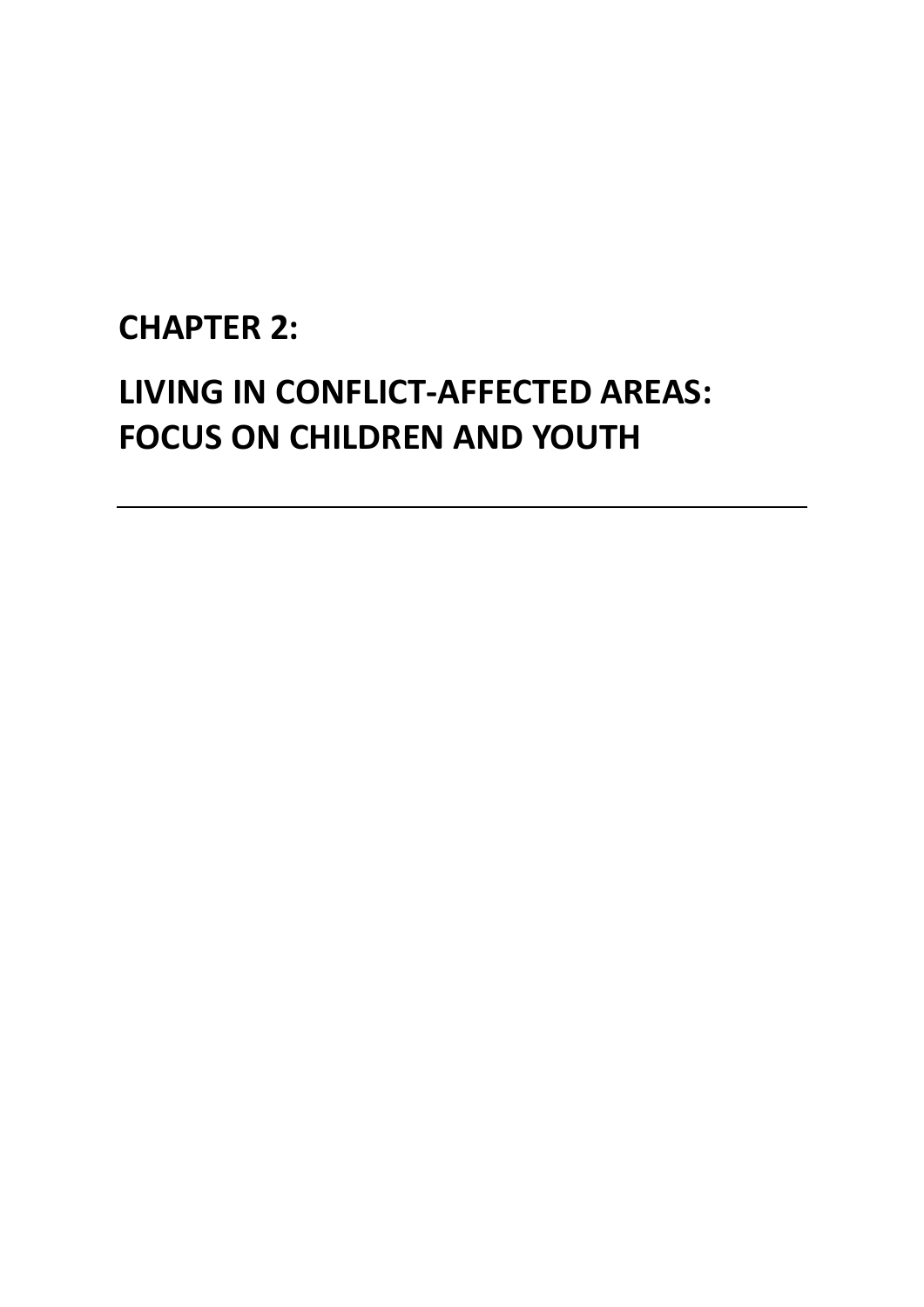# CHAPTER 2:

# LIVING IN CONFLICT-AFFECTED AREAS: FOCUS ON CHILDREN AND YOUTH

---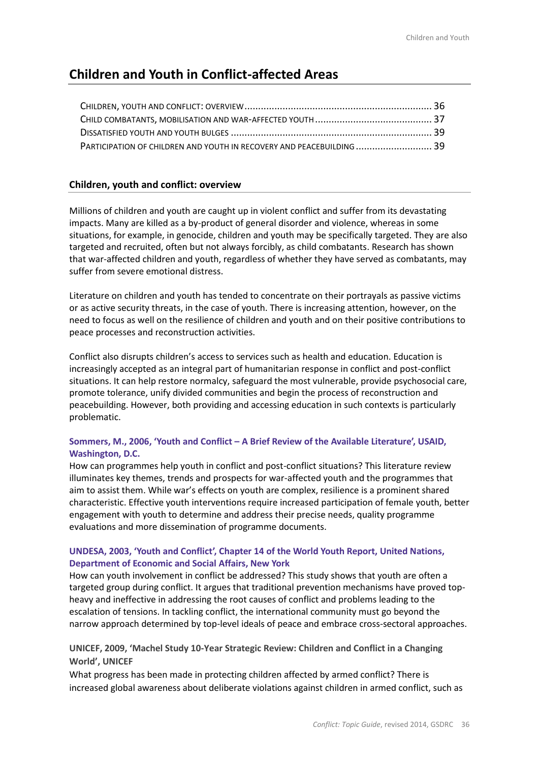# Children and Youth in Conflict-affected Areas

CHILDREN, YOUTH AND CONFLICT: OVERVIEW ..................................................................... 36
CHILD COMBATANTS, MOBILISATION AND WAR-AFFECTED YOUTH ........................................... 37
DISSATISFIED YOUTH AND YOUTH BULGES .......................................................................... 39
PARTICIPATION OF CHILDREN AND YOUTH IN RECOVERY AND PEACEBUILDING ........................... 39

## Children, youth and conflict: overview

Millions of children and youth are caught up in violent conflict and suffer from its devastating impacts. Many are killed as a by-product of general disorder and violence, whereas in some situations, for example, in genocide, children and youth may be specifically targeted. They are also targeted and recruited, often but not always forcibly, as child combatants. Research has shown that war-affected children and youth, regardless of whether they have served as combatants, may suffer from severe emotional distress.

Literature on children and youth has tended to concentrate on their portrayals as passive victims or as active security threats, in the case of youth. There is increasing attention, however, on the need to focus as well on the resilience of children and youth and on their positive contributions to peace processes and reconstruction activities.

Conflict also disrupts children's access to services such as health and education. Education is increasingly accepted as an integral part of humanitarian response in conflict and post-conflict situations. It can help restore normalcy, safeguard the most vulnerable, provide psychosocial care, promote tolerance, unify divided communities and begin the process of reconstruction and peacebuilding. However, both providing and accessing education in such contexts is particularly problematic.

**Sommers, M., 2006, 'Youth and Conflict – A Brief Review of the Available Literature', USAID, Washington, D.C.**
How can programmes help youth in conflict and post-conflict situations? This literature review illuminates key themes, trends and prospects for war-affected youth and the programmes that aim to assist them. While war's effects on youth are complex, resilience is a prominent shared characteristic. Effective youth interventions require increased participation of female youth, better engagement with youth to determine and address their precise needs, quality programme evaluations and more dissemination of programme documents.

**UNDESA, 2003, 'Youth and Conflict', Chapter 14 of the World Youth Report, United Nations, Department of Economic and Social Affairs, New York**
How can youth involvement in conflict be addressed? This study shows that youth are often a targeted group during conflict. It argues that traditional prevention mechanisms have proved top-heavy and ineffective in addressing the root causes of conflict and problems leading to the escalation of tensions. In tackling conflict, the international community must go beyond the narrow approach determined by top-level ideals of peace and embrace cross-sectoral approaches.

**UNICEF, 2009, 'Machel Study 10-Year Strategic Review: Children and Conflict in a Changing World', UNICEF**
What progress has been made in protecting children affected by armed conflict? There is increased global awareness about deliberate violations against children in armed conflict, such as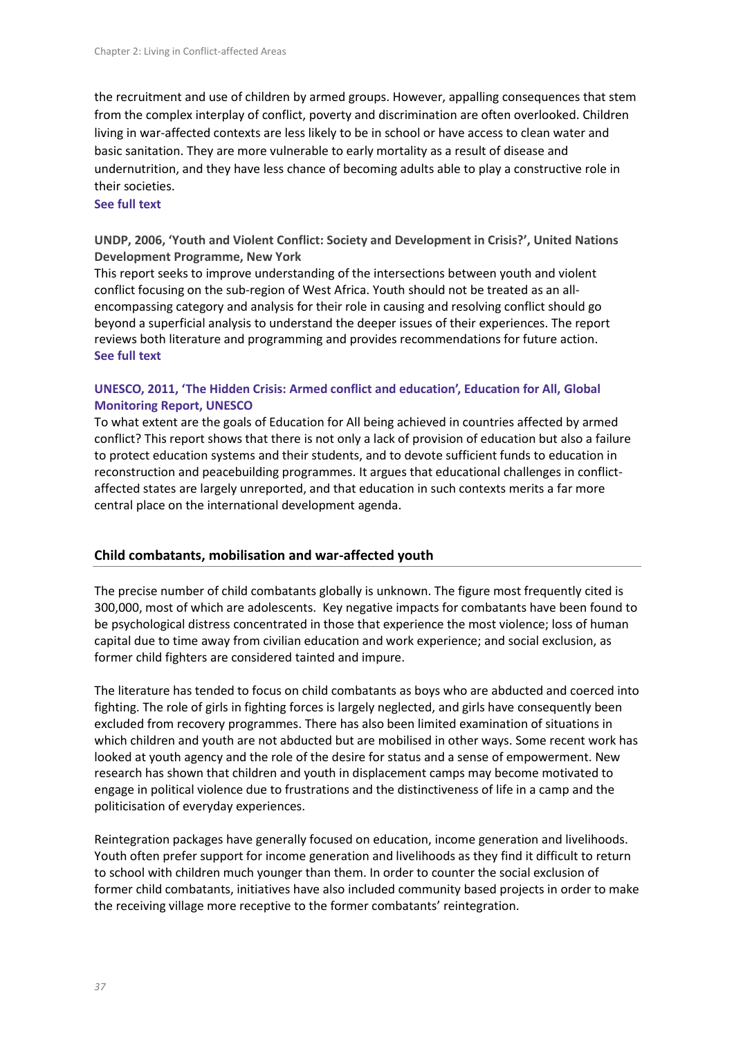the recruitment and use of children by armed groups. However, appalling consequences that stem from the complex interplay of conflict, poverty and discrimination are often overlooked. Children living in war-affected contexts are less likely to be in school or have access to clean water and basic sanitation. They are more vulnerable to early mortality as a result of disease and undernutrition, and they have less chance of becoming adults able to play a constructive role in their societies.
**See full text**

**UNDP, 2006, 'Youth and Violent Conflict: Society and Development in Crisis?', United Nations Development Programme, New York**
This report seeks to improve understanding of the intersections between youth and violent conflict focusing on the sub-region of West Africa. Youth should not be treated as an all-encompassing category and analysis for their role in causing and resolving conflict should go beyond a superficial analysis to understand the deeper issues of their experiences. The report reviews both literature and programming and provides recommendations for future action.
**See full text**

**UNESCO, 2011, 'The Hidden Crisis: Armed conflict and education', Education for All, Global Monitoring Report, UNESCO**
To what extent are the goals of Education for All being achieved in countries affected by armed conflict? This report shows that there is not only a lack of provision of education but also a failure to protect education systems and their students, and to devote sufficient funds to education in reconstruction and peacebuilding programmes. It argues that educational challenges in conflict-affected states are largely unreported, and that education in such contexts merits a far more central place on the international development agenda.

## Child combatants, mobilisation and war-affected youth

The precise number of child combatants globally is unknown. The figure most frequently cited is 300,000, most of which are adolescents. Key negative impacts for combatants have been found to be psychological distress concentrated in those that experience the most violence; loss of human capital due to time away from civilian education and work experience; and social exclusion, as former child fighters are considered tainted and impure.

The literature has tended to focus on child combatants as boys who are abducted and coerced into fighting. The role of girls in fighting forces is largely neglected, and girls have consequently been excluded from recovery programmes. There has also been limited examination of situations in which children and youth are not abducted but are mobilised in other ways. Some recent work has looked at youth agency and the role of the desire for status and a sense of empowerment. New research has shown that children and youth in displacement camps may become motivated to engage in political violence due to frustrations and the distinctiveness of life in a camp and the politicisation of everyday experiences.

Reintegration packages have generally focused on education, income generation and livelihoods. Youth often prefer support for income generation and livelihoods as they find it difficult to return to school with children much younger than them. In order to counter the social exclusion of former child combatants, initiatives have also included community based projects in order to make the receiving village more receptive to the former combatants' reintegration.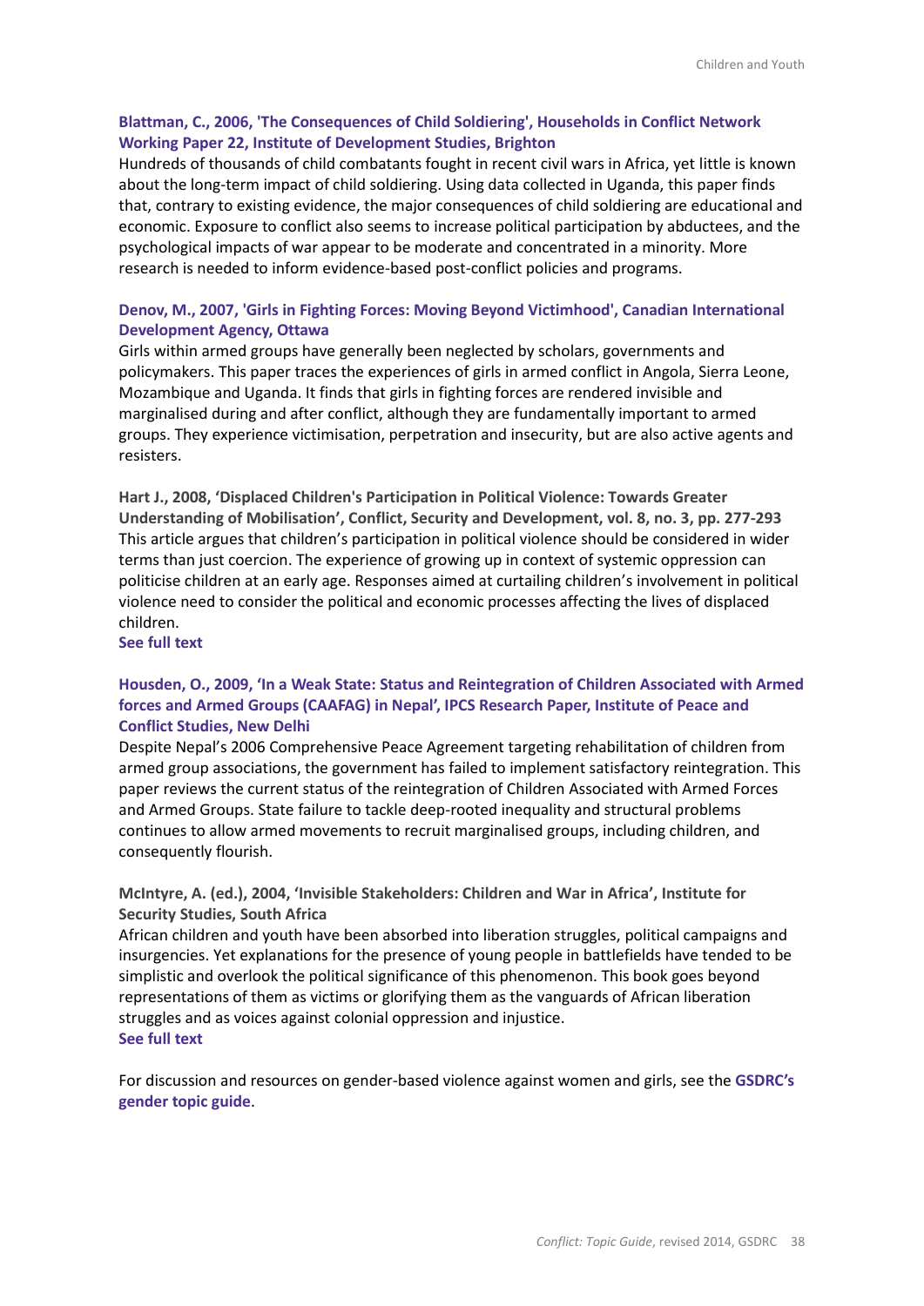**Blattman, C., 2006, 'The Consequences of Child Soldiering', Households in Conflict Network Working Paper 22, Institute of Development Studies, Brighton**

Hundreds of thousands of child combatants fought in recent civil wars in Africa, yet little is known about the long-term impact of child soldiering. Using data collected in Uganda, this paper finds that, contrary to existing evidence, the major consequences of child soldiering are educational and economic. Exposure to conflict also seems to increase political participation by abductees, and the psychological impacts of war appear to be moderate and concentrated in a minority. More research is needed to inform evidence-based post-conflict policies and programs.

**Denov, M., 2007, 'Girls in Fighting Forces: Moving Beyond Victimhood', Canadian International Development Agency, Ottawa**

Girls within armed groups have generally been neglected by scholars, governments and policymakers. This paper traces the experiences of girls in armed conflict in Angola, Sierra Leone, Mozambique and Uganda. It finds that girls in fighting forces are rendered invisible and marginalised during and after conflict, although they are fundamentally important to armed groups. They experience victimisation, perpetration and insecurity, but are also active agents and resisters.

**Hart J., 2008, 'Displaced Children's Participation in Political Violence: Towards Greater Understanding of Mobilisation', Conflict, Security and Development, vol. 8, no. 3, pp. 277-293**

This article argues that children's participation in political violence should be considered in wider terms than just coercion. The experience of growing up in context of systemic oppression can politicise children at an early age. Responses aimed at curtailing children's involvement in political violence need to consider the political and economic processes affecting the lives of displaced children.

**See full text**

**Housden, O., 2009, 'In a Weak State: Status and Reintegration of Children Associated with Armed forces and Armed Groups (CAAFAG) in Nepal', IPCS Research Paper, Institute of Peace and Conflict Studies, New Delhi**

Despite Nepal's 2006 Comprehensive Peace Agreement targeting rehabilitation of children from armed group associations, the government has failed to implement satisfactory reintegration. This paper reviews the current status of the reintegration of Children Associated with Armed Forces and Armed Groups. State failure to tackle deep-rooted inequality and structural problems continues to allow armed movements to recruit marginalised groups, including children, and consequently flourish.

**McIntyre, A. (ed.), 2004, 'Invisible Stakeholders: Children and War in Africa', Institute for Security Studies, South Africa**

African children and youth have been absorbed into liberation struggles, political campaigns and insurgencies. Yet explanations for the presence of young people in battlefields have tended to be simplistic and overlook the political significance of this phenomenon. This book goes beyond representations of them as victims or glorifying them as the vanguards of African liberation struggles and as voices against colonial oppression and injustice.

**See full text**

For discussion and resources on gender-based violence against women and girls, see the **GSDRC's gender topic guide**.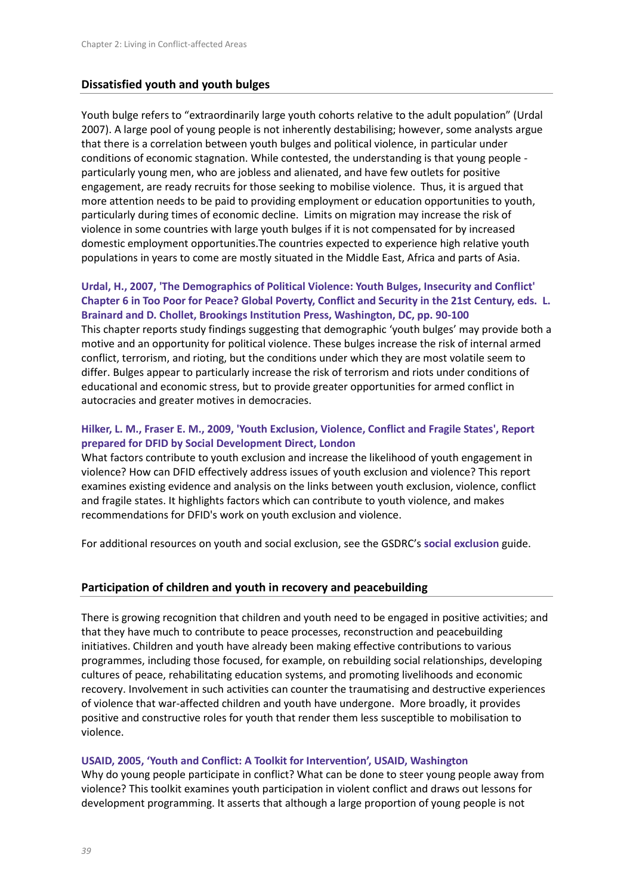## Dissatisfied youth and youth bulges

Youth bulge refers to "extraordinarily large youth cohorts relative to the adult population" (Urdal 2007). A large pool of young people is not inherently destabilising; however, some analysts argue that there is a correlation between youth bulges and political violence, in particular under conditions of economic stagnation. While contested, the understanding is that young people - particularly young men, who are jobless and alienated, and have few outlets for positive engagement, are ready recruits for those seeking to mobilise violence. Thus, it is argued that more attention needs to be paid to providing employment or education opportunities to youth, particularly during times of economic decline. Limits on migration may increase the risk of violence in some countries with large youth bulges if it is not compensated for by increased domestic employment opportunities.The countries expected to experience high relative youth populations in years to come are mostly situated in the Middle East, Africa and parts of Asia.

**Urdal, H., 2007, 'The Demographics of Political Violence: Youth Bulges, Insecurity and Conflict' Chapter 6 in Too Poor for Peace? Global Poverty, Conflict and Security in the 21st Century, eds. L. Brainard and D. Chollet, Brookings Institution Press, Washington, DC, pp. 90-100**

This chapter reports study findings suggesting that demographic 'youth bulges' may provide both a motive and an opportunity for political violence. These bulges increase the risk of internal armed conflict, terrorism, and rioting, but the conditions under which they are most volatile seem to differ. Bulges appear to particularly increase the risk of terrorism and riots under conditions of educational and economic stress, but to provide greater opportunities for armed conflict in autocracies and greater motives in democracies.

**Hilker, L. M., Fraser E. M., 2009, 'Youth Exclusion, Violence, Conflict and Fragile States', Report prepared for DFID by Social Development Direct, London**

What factors contribute to youth exclusion and increase the likelihood of youth engagement in violence? How can DFID effectively address issues of youth exclusion and violence? This report examines existing evidence and analysis on the links between youth exclusion, violence, conflict and fragile states. It highlights factors which can contribute to youth violence, and makes recommendations for DFID's work on youth exclusion and violence.

For additional resources on youth and social exclusion, see the GSDRC's **social exclusion** guide.

## Participation of children and youth in recovery and peacebuilding

There is growing recognition that children and youth need to be engaged in positive activities; and that they have much to contribute to peace processes, reconstruction and peacebuilding initiatives. Children and youth have already been making effective contributions to various programmes, including those focused, for example, on rebuilding social relationships, developing cultures of peace, rehabilitating education systems, and promoting livelihoods and economic recovery. Involvement in such activities can counter the traumatising and destructive experiences of violence that war-affected children and youth have undergone. More broadly, it provides positive and constructive roles for youth that render them less susceptible to mobilisation to violence.

**USAID, 2005, 'Youth and Conflict: A Toolkit for Intervention', USAID, Washington**

Why do young people participate in conflict? What can be done to steer young people away from violence? This toolkit examines youth participation in violent conflict and draws out lessons for development programming. It asserts that although a large proportion of young people is not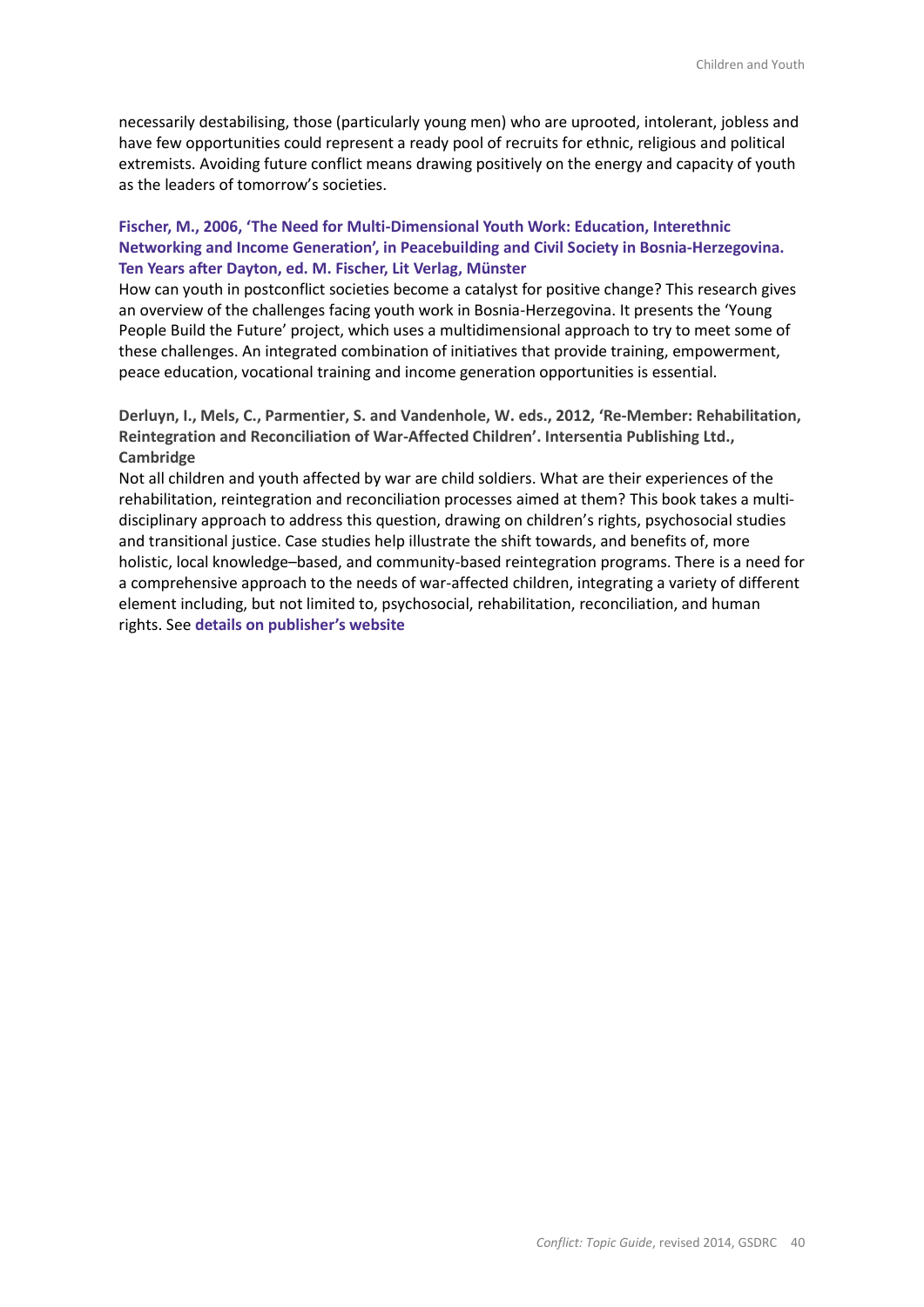necessarily destabilising, those (particularly young men) who are uprooted, intolerant, jobless and have few opportunities could represent a ready pool of recruits for ethnic, religious and political extremists. Avoiding future conflict means drawing positively on the energy and capacity of youth as the leaders of tomorrow's societies.

**Fischer, M., 2006, 'The Need for Multi-Dimensional Youth Work: Education, Interethnic Networking and Income Generation', in Peacebuilding and Civil Society in Bosnia-Herzegovina. Ten Years after Dayton, ed. M. Fischer, Lit Verlag, Münster**
How can youth in postconflict societies become a catalyst for positive change? This research gives an overview of the challenges facing youth work in Bosnia-Herzegovina. It presents the 'Young People Build the Future' project, which uses a multidimensional approach to try to meet some of these challenges. An integrated combination of initiatives that provide training, empowerment, peace education, vocational training and income generation opportunities is essential.

**Derluyn, I., Mels, C., Parmentier, S. and Vandenhole, W. eds., 2012, 'Re-Member: Rehabilitation, Reintegration and Reconciliation of War-Affected Children'. Intersentia Publishing Ltd., Cambridge**
Not all children and youth affected by war are child soldiers. What are their experiences of the rehabilitation, reintegration and reconciliation processes aimed at them? This book takes a multi-disciplinary approach to address this question, drawing on children's rights, psychosocial studies and transitional justice. Case studies help illustrate the shift towards, and benefits of, more holistic, local knowledge–based, and community-based reintegration programs. There is a need for a comprehensive approach to the needs of war-affected children, integrating a variety of different element including, but not limited to, psychosocial, rehabilitation, reconciliation, and human rights. See **details on publisher's website**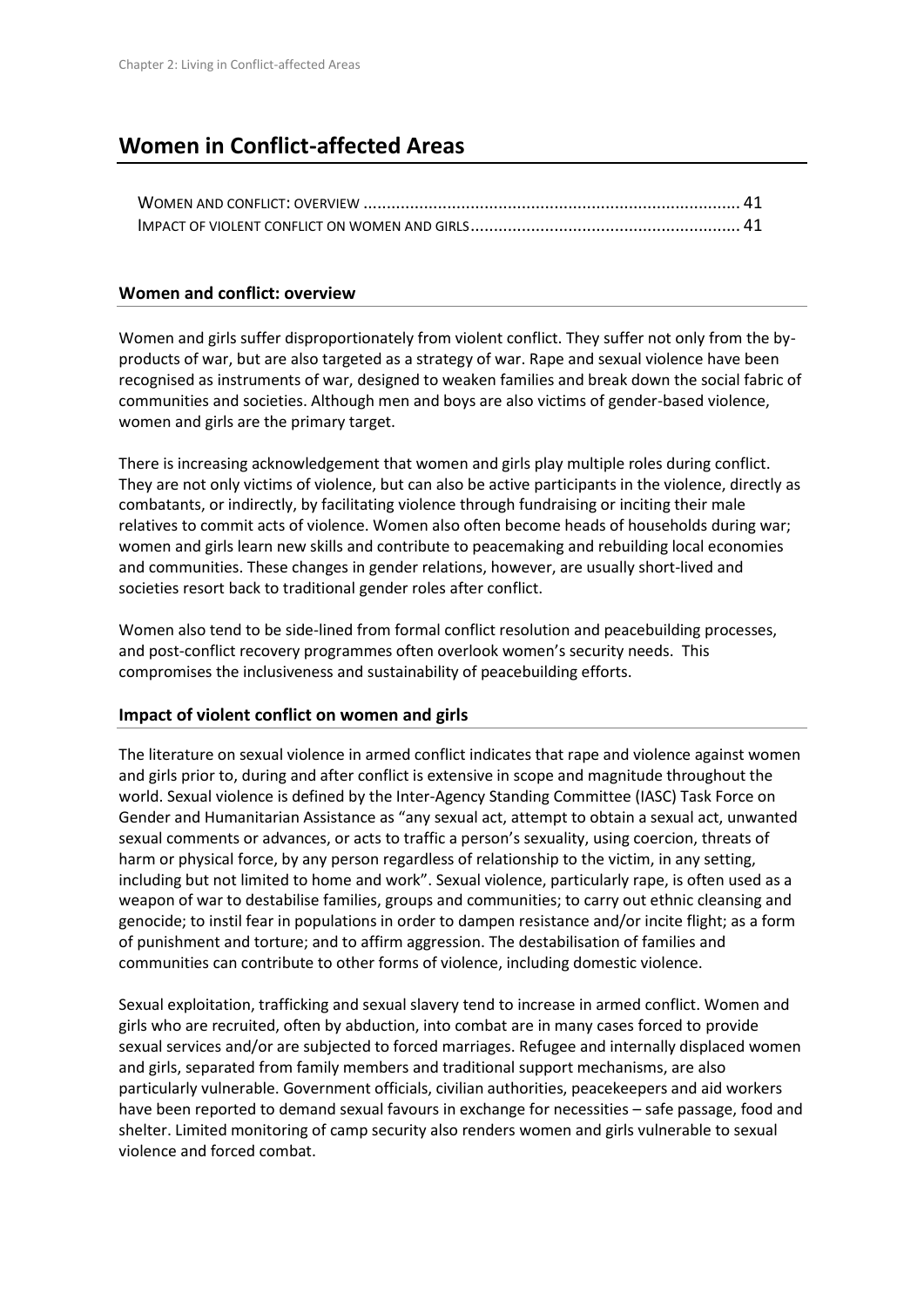# Women in Conflict-affected Areas

WOMEN AND CONFLICT: OVERVIEW ........................................................................... 41
IMPACT OF VIOLENT CONFLICT ON WOMEN AND GIRLS ...................................................... 41

### Women and conflict: overview

Women and girls suffer disproportionately from violent conflict. They suffer not only from the by-products of war, but are also targeted as a strategy of war. Rape and sexual violence have been recognised as instruments of war, designed to weaken families and break down the social fabric of communities and societies. Although men and boys are also victims of gender-based violence, women and girls are the primary target.

There is increasing acknowledgement that women and girls play multiple roles during conflict. They are not only victims of violence, but can also be active participants in the violence, directly as combatants, or indirectly, by facilitating violence through fundraising or inciting their male relatives to commit acts of violence. Women also often become heads of households during war; women and girls learn new skills and contribute to peacemaking and rebuilding local economies and communities. These changes in gender relations, however, are usually short-lived and societies resort back to traditional gender roles after conflict.

Women also tend to be side-lined from formal conflict resolution and peacebuilding processes, and post-conflict recovery programmes often overlook women's security needs. This compromises the inclusiveness and sustainability of peacebuilding efforts.

### Impact of violent conflict on women and girls

The literature on sexual violence in armed conflict indicates that rape and violence against women and girls prior to, during and after conflict is extensive in scope and magnitude throughout the world. Sexual violence is defined by the Inter-Agency Standing Committee (IASC) Task Force on Gender and Humanitarian Assistance as "any sexual act, attempt to obtain a sexual act, unwanted sexual comments or advances, or acts to traffic a person's sexuality, using coercion, threats of harm or physical force, by any person regardless of relationship to the victim, in any setting, including but not limited to home and work". Sexual violence, particularly rape, is often used as a weapon of war to destabilise families, groups and communities; to carry out ethnic cleansing and genocide; to instil fear in populations in order to dampen resistance and/or incite flight; as a form of punishment and torture; and to affirm aggression. The destabilisation of families and communities can contribute to other forms of violence, including domestic violence.

Sexual exploitation, trafficking and sexual slavery tend to increase in armed conflict. Women and girls who are recruited, often by abduction, into combat are in many cases forced to provide sexual services and/or are subjected to forced marriages. Refugee and internally displaced women and girls, separated from family members and traditional support mechanisms, are also particularly vulnerable. Government officials, civilian authorities, peacekeepers and aid workers have been reported to demand sexual favours in exchange for necessities – safe passage, food and shelter. Limited monitoring of camp security also renders women and girls vulnerable to sexual violence and forced combat.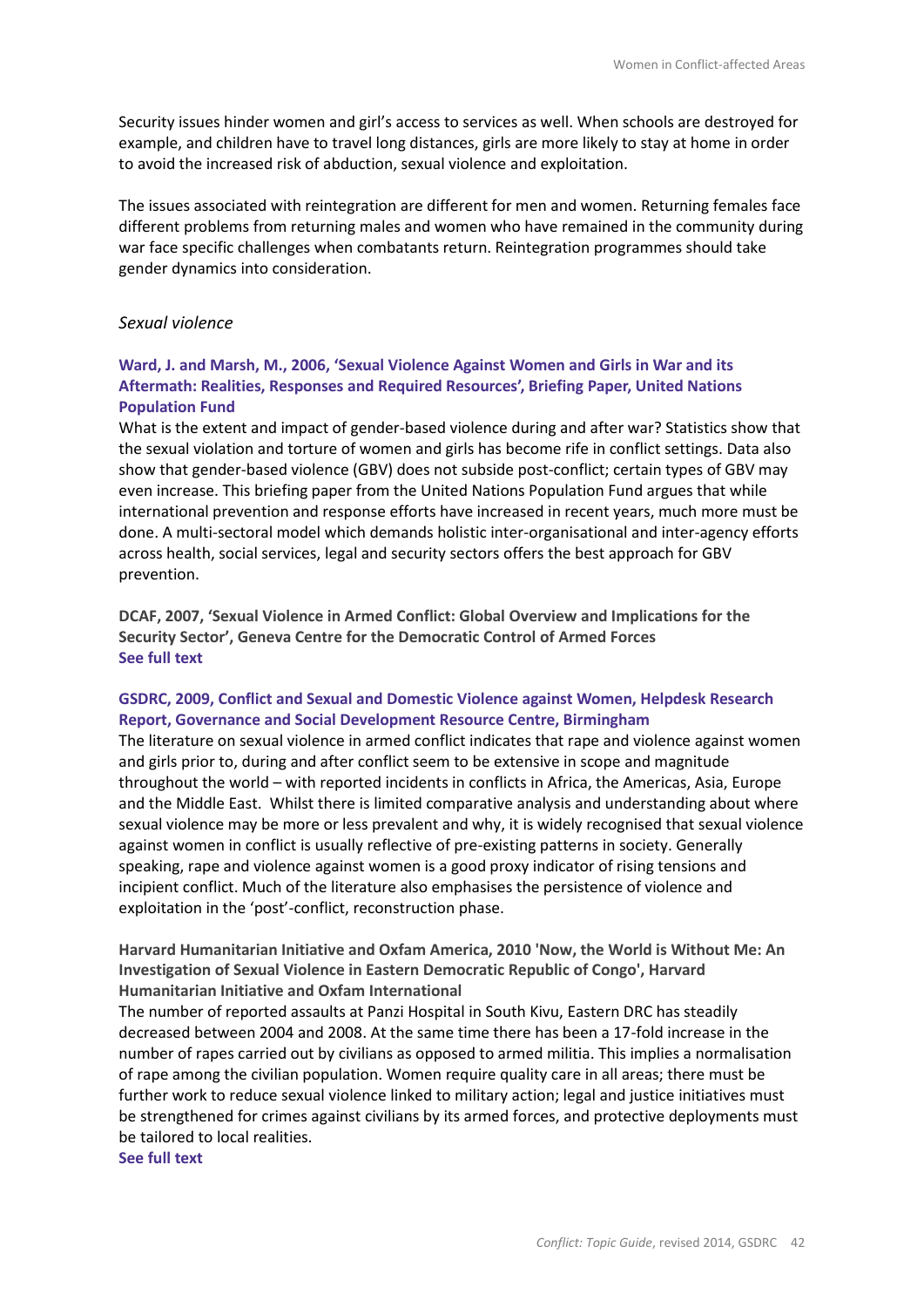Security issues hinder women and girl's access to services as well. When schools are destroyed for example, and children have to travel long distances, girls are more likely to stay at home in order to avoid the increased risk of abduction, sexual violence and exploitation.

The issues associated with reintegration are different for men and women. Returning females face different problems from returning males and women who have remained in the community during war face specific challenges when combatants return. Reintegration programmes should take gender dynamics into consideration.

*Sexual violence*

**Ward, J. and Marsh, M., 2006, 'Sexual Violence Against Women and Girls in War and its Aftermath: Realities, Responses and Required Resources', Briefing Paper, United Nations Population Fund**

What is the extent and impact of gender-based violence during and after war? Statistics show that the sexual violation and torture of women and girls has become rife in conflict settings. Data also show that gender-based violence (GBV) does not subside post-conflict; certain types of GBV may even increase. This briefing paper from the United Nations Population Fund argues that while international prevention and response efforts have increased in recent years, much more must be done. A multi-sectoral model which demands holistic inter-organisational and inter-agency efforts across health, social services, legal and security sectors offers the best approach for GBV prevention.

**DCAF, 2007, 'Sexual Violence in Armed Conflict: Global Overview and Implications for the Security Sector', Geneva Centre for the Democratic Control of Armed Forces**
**See full text**

**GSDRC, 2009, Conflict and Sexual and Domestic Violence against Women, Helpdesk Research Report, Governance and Social Development Resource Centre, Birmingham**

The literature on sexual violence in armed conflict indicates that rape and violence against women and girls prior to, during and after conflict seem to be extensive in scope and magnitude throughout the world – with reported incidents in conflicts in Africa, the Americas, Asia, Europe and the Middle East. Whilst there is limited comparative analysis and understanding about where sexual violence may be more or less prevalent and why, it is widely recognised that sexual violence against women in conflict is usually reflective of pre-existing patterns in society. Generally speaking, rape and violence against women is a good proxy indicator of rising tensions and incipient conflict. Much of the literature also emphasises the persistence of violence and exploitation in the 'post'-conflict, reconstruction phase.

**Harvard Humanitarian Initiative and Oxfam America, 2010 'Now, the World is Without Me: An Investigation of Sexual Violence in Eastern Democratic Republic of Congo', Harvard Humanitarian Initiative and Oxfam International**

The number of reported assaults at Panzi Hospital in South Kivu, Eastern DRC has steadily decreased between 2004 and 2008. At the same time there has been a 17-fold increase in the number of rapes carried out by civilians as opposed to armed militia. This implies a normalisation of rape among the civilian population. Women require quality care in all areas; there must be further work to reduce sexual violence linked to military action; legal and justice initiatives must be strengthened for crimes against civilians by its armed forces, and protective deployments must be tailored to local realities.
**See full text**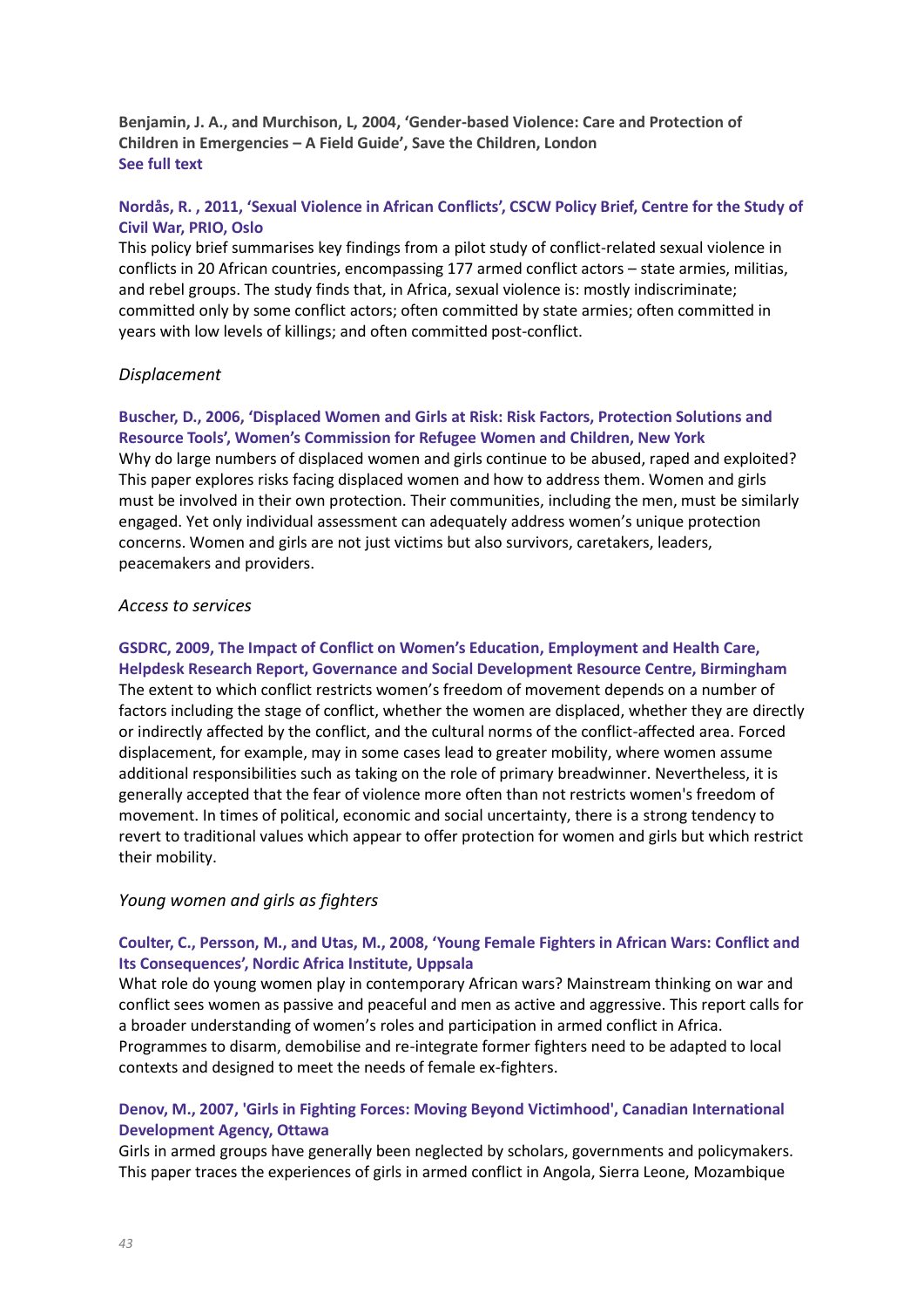**Benjamin, J. A., and Murchison, L, 2004, 'Gender-based Violence: Care and Protection of Children in Emergencies – A Field Guide', Save the Children, London**
**See full text**

**Nordås, R. , 2011, 'Sexual Violence in African Conflicts', CSCW Policy Brief, Centre for the Study of Civil War, PRIO, Oslo**

This policy brief summarises key findings from a pilot study of conflict-related sexual violence in conflicts in 20 African countries, encompassing 177 armed conflict actors – state armies, militias, and rebel groups. The study finds that, in Africa, sexual violence is: mostly indiscriminate; committed only by some conflict actors; often committed by state armies; often committed in years with low levels of killings; and often committed post-conflict.

*Displacement*

**Buscher, D., 2006, 'Displaced Women and Girls at Risk: Risk Factors, Protection Solutions and Resource Tools', Women's Commission for Refugee Women and Children, New York**

Why do large numbers of displaced women and girls continue to be abused, raped and exploited? This paper explores risks facing displaced women and how to address them. Women and girls must be involved in their own protection. Their communities, including the men, must be similarly engaged. Yet only individual assessment can adequately address women's unique protection concerns. Women and girls are not just victims but also survivors, caretakers, leaders, peacemakers and providers.

*Access to services*

**GSDRC, 2009, The Impact of Conflict on Women's Education, Employment and Health Care, Helpdesk Research Report, Governance and Social Development Resource Centre, Birmingham**

The extent to which conflict restricts women's freedom of movement depends on a number of factors including the stage of conflict, whether the women are displaced, whether they are directly or indirectly affected by the conflict, and the cultural norms of the conflict-affected area. Forced displacement, for example, may in some cases lead to greater mobility, where women assume additional responsibilities such as taking on the role of primary breadwinner. Nevertheless, it is generally accepted that the fear of violence more often than not restricts women's freedom of movement. In times of political, economic and social uncertainty, there is a strong tendency to revert to traditional values which appear to offer protection for women and girls but which restrict their mobility.

*Young women and girls as fighters*

**Coulter, C., Persson, M., and Utas, M., 2008, 'Young Female Fighters in African Wars: Conflict and Its Consequences', Nordic Africa Institute, Uppsala**

What role do young women play in contemporary African wars? Mainstream thinking on war and conflict sees women as passive and peaceful and men as active and aggressive. This report calls for a broader understanding of women's roles and participation in armed conflict in Africa. Programmes to disarm, demobilise and re-integrate former fighters need to be adapted to local contexts and designed to meet the needs of female ex-fighters.

**Denov, M., 2007, 'Girls in Fighting Forces: Moving Beyond Victimhood', Canadian International Development Agency, Ottawa**

Girls in armed groups have generally been neglected by scholars, governments and policymakers. This paper traces the experiences of girls in armed conflict in Angola, Sierra Leone, Mozambique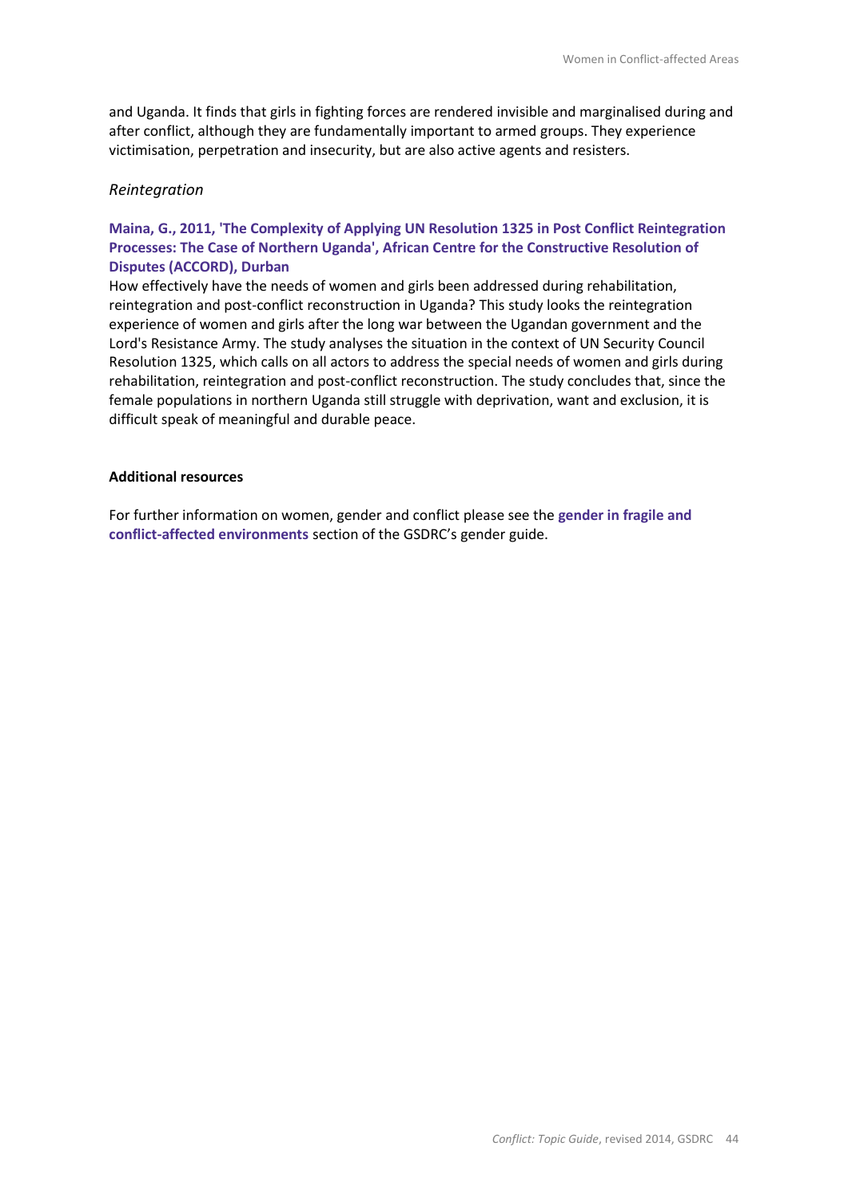and Uganda. It finds that girls in fighting forces are rendered invisible and marginalised during and after conflict, although they are fundamentally important to armed groups. They experience victimisation, perpetration and insecurity, but are also active agents and resisters.

*Reintegration*

**Maina, G., 2011, 'The Complexity of Applying UN Resolution 1325 in Post Conflict Reintegration Processes: The Case of Northern Uganda', African Centre for the Constructive Resolution of Disputes (ACCORD), Durban**

How effectively have the needs of women and girls been addressed during rehabilitation, reintegration and post-conflict reconstruction in Uganda? This study looks the reintegration experience of women and girls after the long war between the Ugandan government and the Lord's Resistance Army. The study analyses the situation in the context of UN Security Council Resolution 1325, which calls on all actors to address the special needs of women and girls during rehabilitation, reintegration and post-conflict reconstruction. The study concludes that, since the female populations in northern Uganda still struggle with deprivation, want and exclusion, it is difficult speak of meaningful and durable peace.

**Additional resources**

For further information on women, gender and conflict please see the **gender in fragile and conflict-affected environments** section of the GSDRC's gender guide.